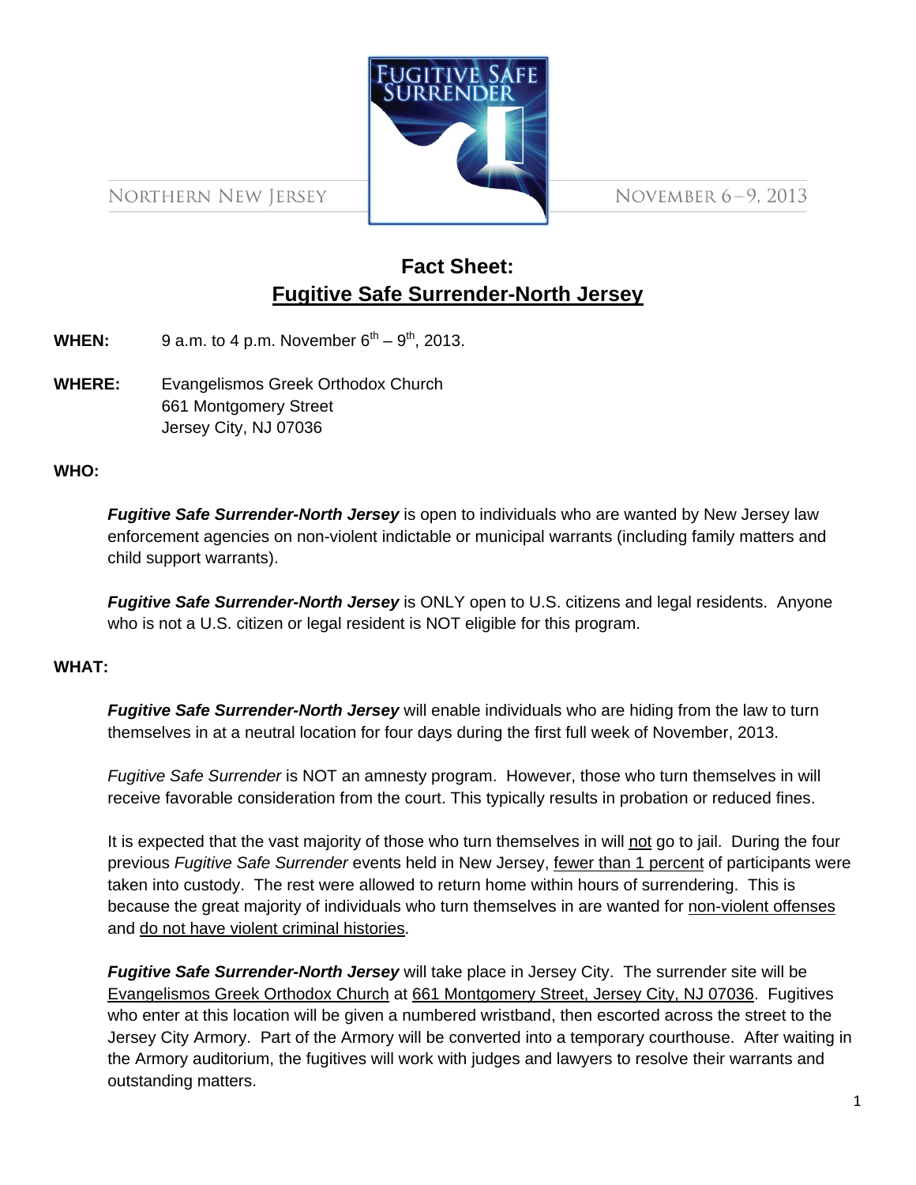NORTHERN NEW JERSEY

FUGITIVE SAFE SURRENDER

NOVEMBER 6–9, 2013

# Fact Sheet: Fugitive Safe Surrender-North Jersey

**WHEN:** 9 a.m. to 4 p.m. November 6th – 9th, 2013.

**WHERE:** Evangelismos Greek Orthodox Church
661 Montgomery Street
Jersey City, NJ 07036

**WHO:**

***Fugitive Safe Surrender-North Jersey*** is open to individuals who are wanted by New Jersey law enforcement agencies on non-violent indictable or municipal warrants (including family matters and child support warrants).

***Fugitive Safe Surrender-North Jersey*** is ONLY open to U.S. citizens and legal residents. Anyone who is not a U.S. citizen or legal resident is NOT eligible for this program.

**WHAT:**

***Fugitive Safe Surrender-North Jersey*** will enable individuals who are hiding from the law to turn themselves in at a neutral location for four days during the first full week of November, 2013.

*Fugitive Safe Surrender* is NOT an amnesty program. However, those who turn themselves in will receive favorable consideration from the court. This typically results in probation or reduced fines.

It is expected that the vast majority of those who turn themselves in will not go to jail. During the four previous *Fugitive Safe Surrender* events held in New Jersey, fewer than 1 percent of participants were taken into custody. The rest were allowed to return home within hours of surrendering. This is because the great majority of individuals who turn themselves in are wanted for non-violent offenses and do not have violent criminal histories.

***Fugitive Safe Surrender-North Jersey*** will take place in Jersey City. The surrender site will be Evangelismos Greek Orthodox Church at 661 Montgomery Street, Jersey City, NJ 07036. Fugitives who enter at this location will be given a numbered wristband, then escorted across the street to the Jersey City Armory. Part of the Armory will be converted into a temporary courthouse. After waiting in the Armory auditorium, the fugitives will work with judges and lawyers to resolve their warrants and outstanding matters.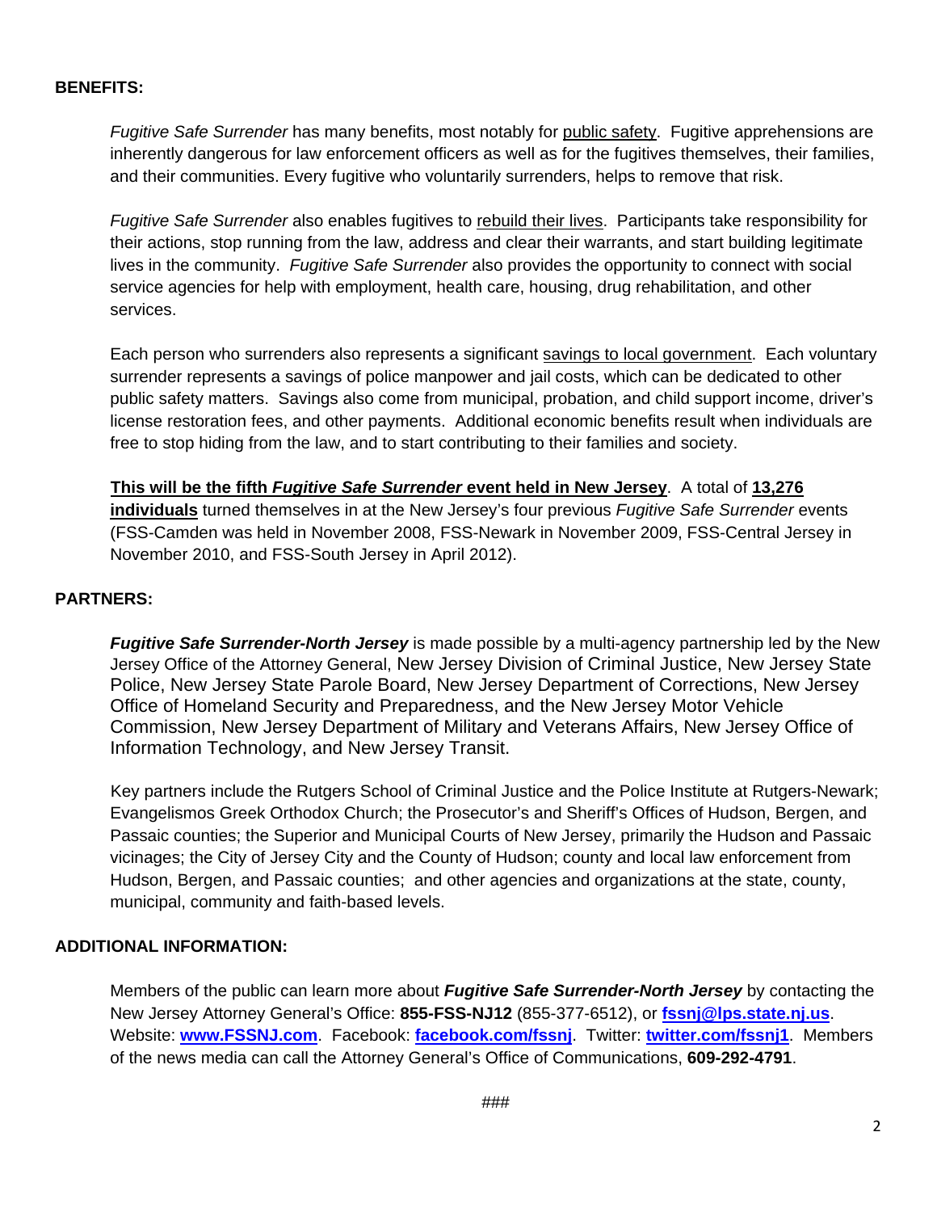**BENEFITS:**

*Fugitive Safe Surrender* has many benefits, most notably for public safety. Fugitive apprehensions are inherently dangerous for law enforcement officers as well as for the fugitives themselves, their families, and their communities. Every fugitive who voluntarily surrenders, helps to remove that risk.

*Fugitive Safe Surrender* also enables fugitives to rebuild their lives. Participants take responsibility for their actions, stop running from the law, address and clear their warrants, and start building legitimate lives in the community. *Fugitive Safe Surrender* also provides the opportunity to connect with social service agencies for help with employment, health care, housing, drug rehabilitation, and other services.

Each person who surrenders also represents a significant savings to local government. Each voluntary surrender represents a savings of police manpower and jail costs, which can be dedicated to other public safety matters. Savings also come from municipal, probation, and child support income, driver's license restoration fees, and other payments. Additional economic benefits result when individuals are free to stop hiding from the law, and to start contributing to their families and society.

**This will be the fifth *Fugitive Safe Surrender* event held in New Jersey**. A total of **13,276 individuals** turned themselves in at the New Jersey's four previous *Fugitive Safe Surrender* events (FSS-Camden was held in November 2008, FSS-Newark in November 2009, FSS-Central Jersey in November 2010, and FSS-South Jersey in April 2012).

**PARTNERS:**

***Fugitive Safe Surrender-North Jersey*** is made possible by a multi-agency partnership led by the New Jersey Office of the Attorney General, New Jersey Division of Criminal Justice, New Jersey State Police, New Jersey State Parole Board, New Jersey Department of Corrections, New Jersey Office of Homeland Security and Preparedness, and the New Jersey Motor Vehicle Commission, New Jersey Department of Military and Veterans Affairs, New Jersey Office of Information Technology, and New Jersey Transit.

Key partners include the Rutgers School of Criminal Justice and the Police Institute at Rutgers-Newark; Evangelismos Greek Orthodox Church; the Prosecutor's and Sheriff's Offices of Hudson, Bergen, and Passaic counties; the Superior and Municipal Courts of New Jersey, primarily the Hudson and Passaic vicinages; the City of Jersey City and the County of Hudson; county and local law enforcement from Hudson, Bergen, and Passaic counties; and other agencies and organizations at the state, county, municipal, community and faith-based levels.

**ADDITIONAL INFORMATION:**

Members of the public can learn more about ***Fugitive Safe Surrender-North Jersey*** by contacting the New Jersey Attorney General's Office: **855-FSS-NJ12** (855-377-6512), or **fssnj@lps.state.nj.us**. Website: **www.FSSNJ.com**. Facebook: **facebook.com/fssnj**. Twitter: **twitter.com/fssnj1**. Members of the news media can call the Attorney General's Office of Communications, **609-292-4791**.

###